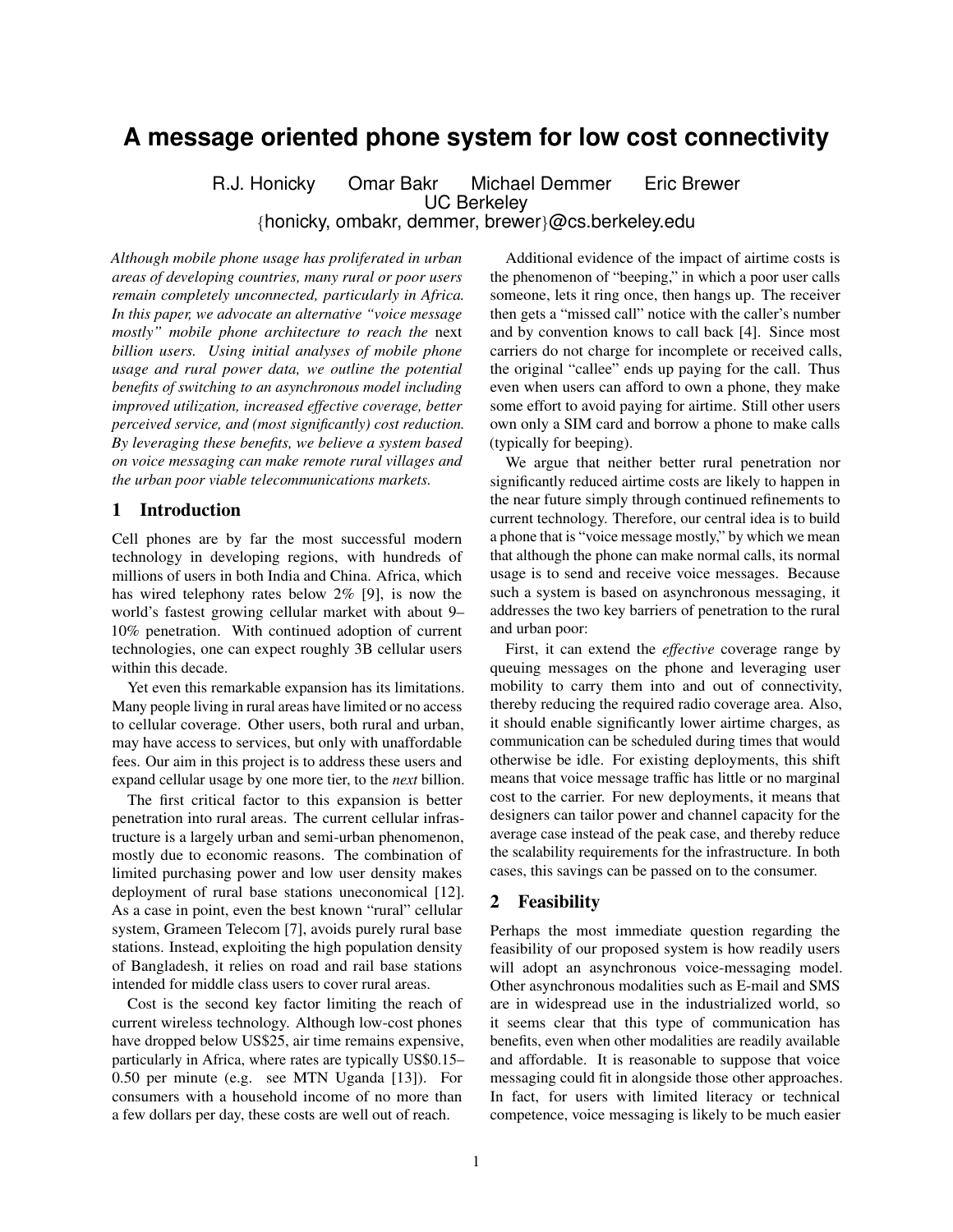# A message oriented phone system for low cost connectivity

R.J. Honicky  Omar Bakr  Michael Demmer  Eric Brewer
UC Berkeley
{honicky, ombakr, demmer, brewer}@cs.berkeley.edu

*Although mobile phone usage has proliferated in urban areas of developing countries, many rural or poor users remain completely unconnected, particularly in Africa. In this paper, we advocate an alternative "voice message mostly" mobile phone architecture to reach the* next *billion users. Using initial analyses of mobile phone usage and rural power data, we outline the potential benefits of switching to an asynchronous model including improved utilization, increased effective coverage, better perceived service, and (most significantly) cost reduction. By leveraging these benefits, we believe a system based on voice messaging can make remote rural villages and the urban poor viable telecommunications markets.*

## 1 Introduction

Cell phones are by far the most successful modern technology in developing regions, with hundreds of millions of users in both India and China. Africa, which has wired telephony rates below 2% [9], is now the world's fastest growing cellular market with about 9–10% penetration. With continued adoption of current technologies, one can expect roughly 3B cellular users within this decade.

Yet even this remarkable expansion has its limitations. Many people living in rural areas have limited or no access to cellular coverage. Other users, both rural and urban, may have access to services, but only with unaffordable fees. Our aim in this project is to address these users and expand cellular usage by one more tier, to the *next* billion.

The first critical factor to this expansion is better penetration into rural areas. The current cellular infrastructure is a largely urban and semi-urban phenomenon, mostly due to economic reasons. The combination of limited purchasing power and low user density makes deployment of rural base stations uneconomical [12]. As a case in point, even the best known "rural" cellular system, Grameen Telecom [7], avoids purely rural base stations. Instead, exploiting the high population density of Bangladesh, it relies on road and rail base stations intended for middle class users to cover rural areas.

Cost is the second key factor limiting the reach of current wireless technology. Although low-cost phones have dropped below US$25, air time remains expensive, particularly in Africa, where rates are typically US$0.15–0.50 per minute (e.g. see MTN Uganda [13]). For consumers with a household income of no more than a few dollars per day, these costs are well out of reach.

Additional evidence of the impact of airtime costs is the phenomenon of "beeping," in which a poor user calls someone, lets it ring once, then hangs up. The receiver then gets a "missed call" notice with the caller's number and by convention knows to call back [4]. Since most carriers do not charge for incomplete or received calls, the original "callee" ends up paying for the call. Thus even when users can afford to own a phone, they make some effort to avoid paying for airtime. Still other users own only a SIM card and borrow a phone to make calls (typically for beeping).

We argue that neither better rural penetration nor significantly reduced airtime costs are likely to happen in the near future simply through continued refinements to current technology. Therefore, our central idea is to build a phone that is "voice message mostly," by which we mean that although the phone can make normal calls, its normal usage is to send and receive voice messages. Because such a system is based on asynchronous messaging, it addresses the two key barriers of penetration to the rural and urban poor:

First, it can extend the *effective* coverage range by queuing messages on the phone and leveraging user mobility to carry them into and out of connectivity, thereby reducing the required radio coverage area. Also, it should enable significantly lower airtime charges, as communication can be scheduled during times that would otherwise be idle. For existing deployments, this shift means that voice message traffic has little or no marginal cost to the carrier. For new deployments, it means that designers can tailor power and channel capacity for the average case instead of the peak case, and thereby reduce the scalability requirements for the infrastructure. In both cases, this savings can be passed on to the consumer.

## 2 Feasibility

Perhaps the most immediate question regarding the feasibility of our proposed system is how readily users will adopt an asynchronous voice-messaging model. Other asynchronous modalities such as E-mail and SMS are in widespread use in the industrialized world, so it seems clear that this type of communication has benefits, even when other modalities are readily available and affordable. It is reasonable to suppose that voice messaging could fit in alongside those other approaches. In fact, for users with limited literacy or technical competence, voice messaging is likely to be much easier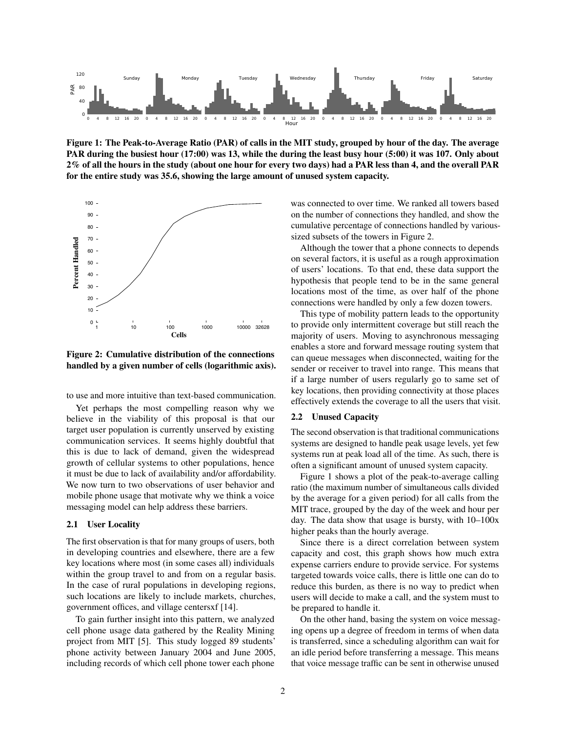Figure 1: The Peak-to-Average Ratio (PAR) of calls in the MIT study, grouped by hour of the day. The average PAR during the busiest hour (17:00) was 13, while the during the least busy hour (5:00) it was 107. Only about 2% of all the hours in the study (about one hour for every two days) had a PAR less than 4, and the overall PAR for the entire study was 35.6, showing the large amount of unused system capacity.

Figure 2: Cumulative distribution of the connections handled by a given number of cells (logarithmic axis).

to use and more intuitive than text-based communication.

Yet perhaps the most compelling reason why we believe in the viability of this proposal is that our target user population is currently unserved by existing communication services. It seems highly doubtful that this is due to lack of demand, given the widespread growth of cellular systems to other populations, hence it must be due to lack of availability and/or affordability. We now turn to two observations of user behavior and mobile phone usage that motivate why we think a voice messaging model can help address these barriers.

### 2.1 User Locality

The first observation is that for many groups of users, both in developing countries and elsewhere, there are a few key locations where most (in some cases all) individuals within the group travel to and from on a regular basis. In the case of rural populations in developing regions, such locations are likely to include markets, churches, government offices, and village centersxf [14].

To gain further insight into this pattern, we analyzed cell phone usage data gathered by the Reality Mining project from MIT [5]. This study logged 89 students' phone activity between January 2004 and June 2005, including records of which cell phone tower each phone was connected to over time. We ranked all towers based on the number of connections they handled, and show the cumulative percentage of connections handled by various-sized subsets of the towers in Figure 2.

Although the tower that a phone connects to depends on several factors, it is useful as a rough approximation of users' locations. To that end, these data support the hypothesis that people tend to be in the same general locations most of the time, as over half of the phone connections were handled by only a few dozen towers.

This type of mobility pattern leads to the opportunity to provide only intermittent coverage but still reach the majority of users. Moving to asynchronous messaging enables a store and forward message routing system that can queue messages when disconnected, waiting for the sender or receiver to travel into range. This means that if a large number of users regularly go to same set of key locations, then providing connectivity at those places effectively extends the coverage to all the users that visit.

### 2.2 Unused Capacity

The second observation is that traditional communications systems are designed to handle peak usage levels, yet few systems run at peak load all of the time. As such, there is often a significant amount of unused system capacity.

Figure 1 shows a plot of the peak-to-average calling ratio (the maximum number of simultaneous calls divided by the average for a given period) for all calls from the MIT trace, grouped by the day of the week and hour per day. The data show that usage is bursty, with 10–100x higher peaks than the hourly average.

Since there is a direct correlation between system capacity and cost, this graph shows how much extra expense carriers endure to provide service. For systems targeted towards voice calls, there is little one can do to reduce this burden, as there is no way to predict when users will decide to make a call, and the system must to be prepared to handle it.

On the other hand, basing the system on voice messaging opens up a degree of freedom in terms of when data is transferred, since a scheduling algorithm can wait for an idle period before transferring a message. This means that voice message traffic can be sent in otherwise unused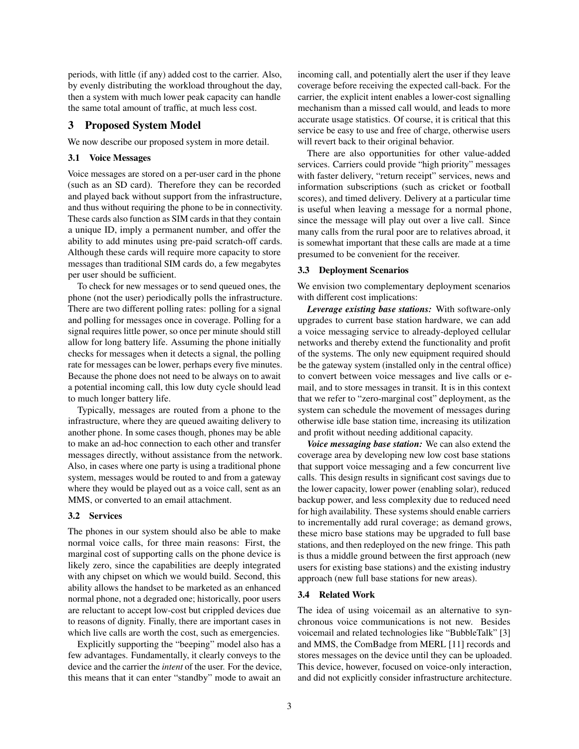periods, with little (if any) added cost to the carrier. Also, by evenly distributing the workload throughout the day, then a system with much lower peak capacity can handle the same total amount of traffic, at much less cost.

## 3 Proposed System Model

We now describe our proposed system in more detail.

### 3.1 Voice Messages

Voice messages are stored on a per-user card in the phone (such as an SD card). Therefore they can be recorded and played back without support from the infrastructure, and thus without requiring the phone to be in connectivity. These cards also function as SIM cards in that they contain a unique ID, imply a permanent number, and offer the ability to add minutes using pre-paid scratch-off cards. Although these cards will require more capacity to store messages than traditional SIM cards do, a few megabytes per user should be sufficient.

To check for new messages or to send queued ones, the phone (not the user) periodically polls the infrastructure. There are two different polling rates: polling for a signal and polling for messages once in coverage. Polling for a signal requires little power, so once per minute should still allow for long battery life. Assuming the phone initially checks for messages when it detects a signal, the polling rate for messages can be lower, perhaps every five minutes. Because the phone does not need to be always on to await a potential incoming call, this low duty cycle should lead to much longer battery life.

Typically, messages are routed from a phone to the infrastructure, where they are queued awaiting delivery to another phone. In some cases though, phones may be able to make an ad-hoc connection to each other and transfer messages directly, without assistance from the network. Also, in cases where one party is using a traditional phone system, messages would be routed to and from a gateway where they would be played out as a voice call, sent as an MMS, or converted to an email attachment.

### 3.2 Services

The phones in our system should also be able to make normal voice calls, for three main reasons: First, the marginal cost of supporting calls on the phone device is likely zero, since the capabilities are deeply integrated with any chipset on which we would build. Second, this ability allows the handset to be marketed as an enhanced normal phone, not a degraded one; historically, poor users are reluctant to accept low-cost but crippled devices due to reasons of dignity. Finally, there are important cases in which live calls are worth the cost, such as emergencies.

Explicitly supporting the "beeping" model also has a few advantages. Fundamentally, it clearly conveys to the device and the carrier the *intent* of the user. For the device, this means that it can enter "standby" mode to await an incoming call, and potentially alert the user if they leave coverage before receiving the expected call-back. For the carrier, the explicit intent enables a lower-cost signalling mechanism than a missed call would, and leads to more accurate usage statistics. Of course, it is critical that this service be easy to use and free of charge, otherwise users will revert back to their original behavior.

There are also opportunities for other value-added services. Carriers could provide "high priority" messages with faster delivery, "return receipt" services, news and information subscriptions (such as cricket or football scores), and timed delivery. Delivery at a particular time is useful when leaving a message for a normal phone, since the message will play out over a live call. Since many calls from the rural poor are to relatives abroad, it is somewhat important that these calls are made at a time presumed to be convenient for the receiver.

### 3.3 Deployment Scenarios

We envision two complementary deployment scenarios with different cost implications:

***Leverage existing base stations:*** With software-only upgrades to current base station hardware, we can add a voice messaging service to already-deployed cellular networks and thereby extend the functionality and profit of the systems. The only new equipment required should be the gateway system (installed only in the central office) to convert between voice messages and live calls or e-mail, and to store messages in transit. It is in this context that we refer to "zero-marginal cost" deployment, as the system can schedule the movement of messages during otherwise idle base station time, increasing its utilization and profit without needing additional capacity.

***Voice messaging base station:*** We can also extend the coverage area by developing new low cost base stations that support voice messaging and a few concurrent live calls. This design results in significant cost savings due to the lower capacity, lower power (enabling solar), reduced backup power, and less complexity due to reduced need for high availability. These systems should enable carriers to incrementally add rural coverage; as demand grows, these micro base stations may be upgraded to full base stations, and then redeployed on the new fringe. This path is thus a middle ground between the first approach (new users for existing base stations) and the existing industry approach (new full base stations for new areas).

### 3.4 Related Work

The idea of using voicemail as an alternative to synchronous voice communications is not new. Besides voicemail and related technologies like "BubbleTalk" [3] and MMS, the ComBadge from MERL [11] records and stores messages on the device until they can be uploaded. This device, however, focused on voice-only interaction, and did not explicitly consider infrastructure architecture.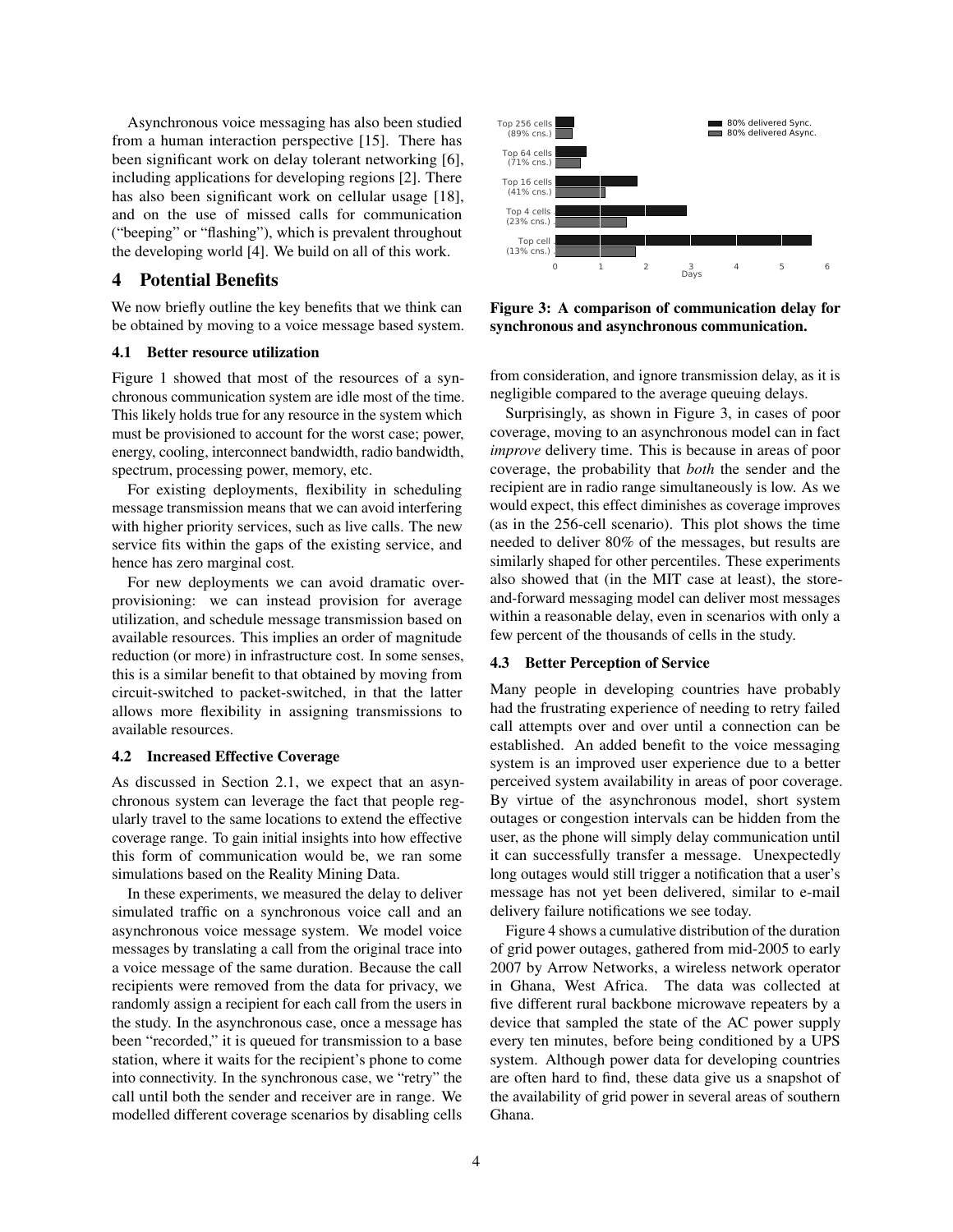Asynchronous voice messaging has also been studied from a human interaction perspective [15]. There has been significant work on delay tolerant networking [6], including applications for developing regions [2]. There has also been significant work on cellular usage [18], and on the use of missed calls for communication ("beeping" or "flashing"), which is prevalent throughout the developing world [4]. We build on all of this work.

# 4 Potential Benefits

We now briefly outline the key benefits that we think can be obtained by moving to a voice message based system.

## 4.1 Better resource utilization

Figure 1 showed that most of the resources of a synchronous communication system are idle most of the time. This likely holds true for any resource in the system which must be provisioned to account for the worst case; power, energy, cooling, interconnect bandwidth, radio bandwidth, spectrum, processing power, memory, etc.

For existing deployments, flexibility in scheduling message transmission means that we can avoid interfering with higher priority services, such as live calls. The new service fits within the gaps of the existing service, and hence has zero marginal cost.

For new deployments we can avoid dramatic overprovisioning: we can instead provision for average utilization, and schedule message transmission based on available resources. This implies an order of magnitude reduction (or more) in infrastructure cost. In some senses, this is a similar benefit to that obtained by moving from circuit-switched to packet-switched, in that the latter allows more flexibility in assigning transmissions to available resources.

## 4.2 Increased Effective Coverage

As discussed in Section 2.1, we expect that an asynchronous system can leverage the fact that people regularly travel to the same locations to extend the effective coverage range. To gain initial insights into how effective this form of communication would be, we ran some simulations based on the Reality Mining Data.

In these experiments, we measured the delay to deliver simulated traffic on a synchronous voice call and an asynchronous voice message system. We model voice messages by translating a call from the original trace into a voice message of the same duration. Because the call recipients were removed from the data for privacy, we randomly assign a recipient for each call from the users in the study. In the asynchronous case, once a message has been "recorded," it is queued for transmission to a base station, where it waits for the recipient's phone to come into connectivity. In the synchronous case, we "retry" the call until both the sender and receiver are in range. We modelled different coverage scenarios by disabling cells from consideration, and ignore transmission delay, as it is negligible compared to the average queuing delays.

**Figure 3: A comparison of communication delay for synchronous and asynchronous communication.**

Surprisingly, as shown in Figure 3, in cases of poor coverage, moving to an asynchronous model can in fact *improve* delivery time. This is because in areas of poor coverage, the probability that *both* the sender and the recipient are in radio range simultaneously is low. As we would expect, this effect diminishes as coverage improves (as in the 256-cell scenario). This plot shows the time needed to deliver 80% of the messages, but results are similarly shaped for other percentiles. These experiments also showed that (in the MIT case at least), the store-and-forward messaging model can deliver most messages within a reasonable delay, even in scenarios with only a few percent of the thousands of cells in the study.

## 4.3 Better Perception of Service

Many people in developing countries have probably had the frustrating experience of needing to retry failed call attempts over and over until a connection can be established. An added benefit to the voice messaging system is an improved user experience due to a better perceived system availability in areas of poor coverage. By virtue of the asynchronous model, short system outages or congestion intervals can be hidden from the user, as the phone will simply delay communication until it can successfully transfer a message. Unexpectedly long outages would still trigger a notification that a user's message has not yet been delivered, similar to e-mail delivery failure notifications we see today.

Figure 4 shows a cumulative distribution of the duration of grid power outages, gathered from mid-2005 to early 2007 by Arrow Networks, a wireless network operator in Ghana, West Africa. The data was collected at five different rural backbone microwave repeaters by a device that sampled the state of the AC power supply every ten minutes, before being conditioned by a UPS system. Although power data for developing countries are often hard to find, these data give us a snapshot of the availability of grid power in several areas of southern Ghana.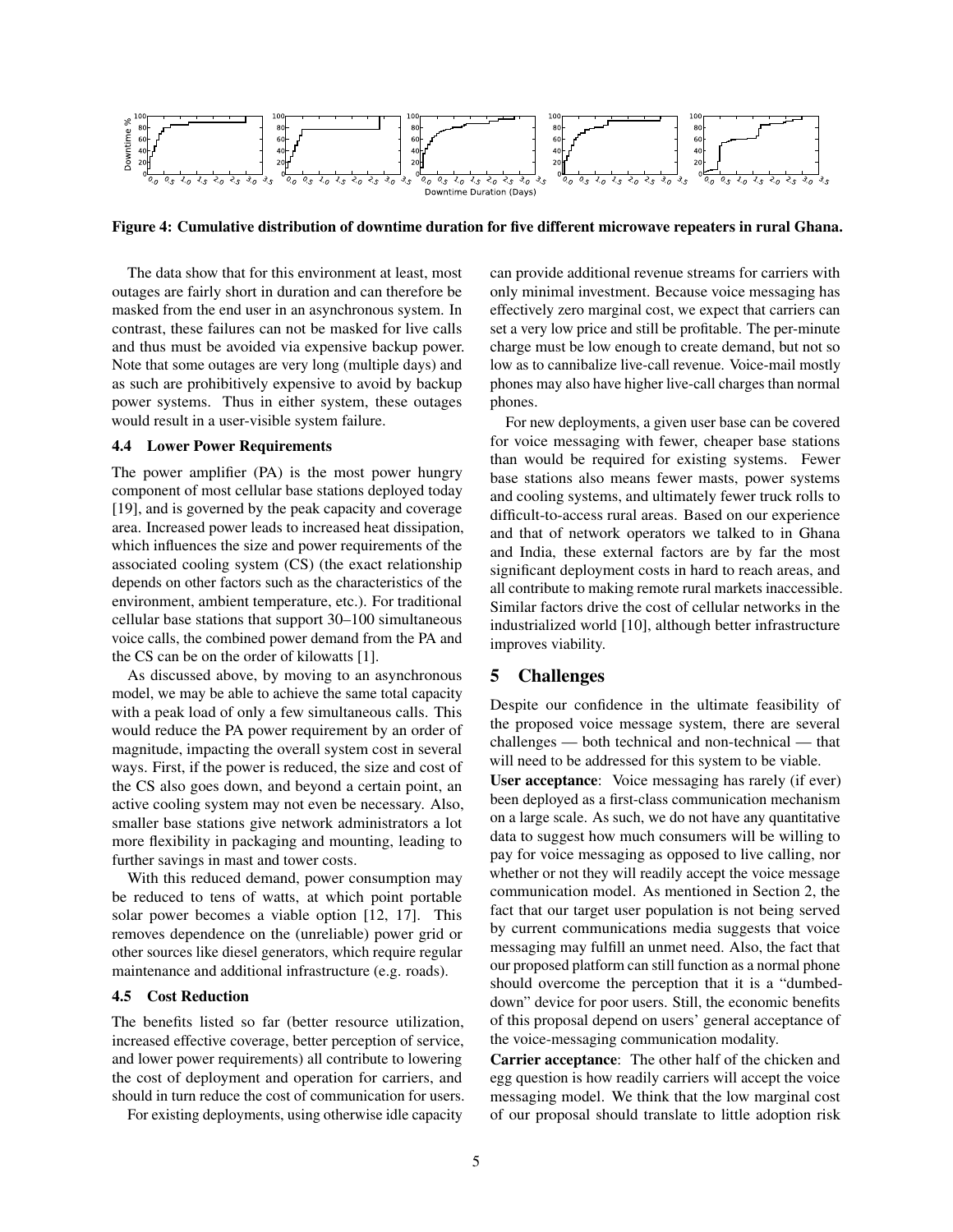Figure 4: Cumulative distribution of downtime duration for five different microwave repeaters in rural Ghana.

The data show that for this environment at least, most outages are fairly short in duration and can therefore be masked from the end user in an asynchronous system. In contrast, these failures can not be masked for live calls and thus must be avoided via expensive backup power. Note that some outages are very long (multiple days) and as such are prohibitively expensive to avoid by backup power systems. Thus in either system, these outages would result in a user-visible system failure.

### 4.4 Lower Power Requirements

The power amplifier (PA) is the most power hungry component of most cellular base stations deployed today [19], and is governed by the peak capacity and coverage area. Increased power leads to increased heat dissipation, which influences the size and power requirements of the associated cooling system (CS) (the exact relationship depends on other factors such as the characteristics of the environment, ambient temperature, etc.). For traditional cellular base stations that support 30–100 simultaneous voice calls, the combined power demand from the PA and the CS can be on the order of kilowatts [1].

As discussed above, by moving to an asynchronous model, we may be able to achieve the same total capacity with a peak load of only a few simultaneous calls. This would reduce the PA power requirement by an order of magnitude, impacting the overall system cost in several ways. First, if the power is reduced, the size and cost of the CS also goes down, and beyond a certain point, an active cooling system may not even be necessary. Also, smaller base stations give network administrators a lot more flexibility in packaging and mounting, leading to further savings in mast and tower costs.

With this reduced demand, power consumption may be reduced to tens of watts, at which point portable solar power becomes a viable option [12, 17]. This removes dependence on the (unreliable) power grid or other sources like diesel generators, which require regular maintenance and additional infrastructure (e.g. roads).

### 4.5 Cost Reduction

The benefits listed so far (better resource utilization, increased effective coverage, better perception of service, and lower power requirements) all contribute to lowering the cost of deployment and operation for carriers, and should in turn reduce the cost of communication for users.

For existing deployments, using otherwise idle capacity can provide additional revenue streams for carriers with only minimal investment. Because voice messaging has effectively zero marginal cost, we expect that carriers can set a very low price and still be profitable. The per-minute charge must be low enough to create demand, but not so low as to cannibalize live-call revenue. Voice-mail mostly phones may also have higher live-call charges than normal phones.

For new deployments, a given user base can be covered for voice messaging with fewer, cheaper base stations than would be required for existing systems. Fewer base stations also means fewer masts, power systems and cooling systems, and ultimately fewer truck rolls to difficult-to-access rural areas. Based on our experience and that of network operators we talked to in Ghana and India, these external factors are by far the most significant deployment costs in hard to reach areas, and all contribute to making remote rural markets inaccessible. Similar factors drive the cost of cellular networks in the industrialized world [10], although better infrastructure improves viability.

## 5 Challenges

Despite our confidence in the ultimate feasibility of the proposed voice message system, there are several challenges — both technical and non-technical — that will need to be addressed for this system to be viable.

**User acceptance**: Voice messaging has rarely (if ever) been deployed as a first-class communication mechanism on a large scale. As such, we do not have any quantitative data to suggest how much consumers will be willing to pay for voice messaging as opposed to live calling, nor whether or not they will readily accept the voice message communication model. As mentioned in Section 2, the fact that our target user population is not being served by current communications media suggests that voice messaging may fulfill an unmet need. Also, the fact that our proposed platform can still function as a normal phone should overcome the perception that it is a "dumbed-down" device for poor users. Still, the economic benefits of this proposal depend on users' general acceptance of the voice-messaging communication modality.

**Carrier acceptance**: The other half of the chicken and egg question is how readily carriers will accept the voice messaging model. We think that the low marginal cost of our proposal should translate to little adoption risk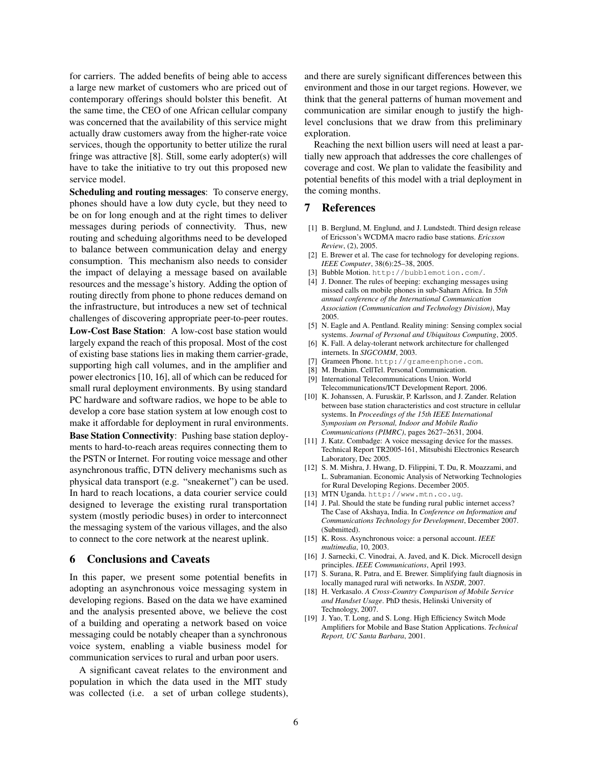for carriers. The added benefits of being able to access a large new market of customers who are priced out of contemporary offerings should bolster this benefit. At the same time, the CEO of one African cellular company was concerned that the availability of this service might actually draw customers away from the higher-rate voice services, though the opportunity to better utilize the rural fringe was attractive [8]. Still, some early adopter(s) will have to take the initiative to try out this proposed new service model.

**Scheduling and routing messages**: To conserve energy, phones should have a low duty cycle, but they need to be on for long enough and at the right times to deliver messages during periods of connectivity. Thus, new routing and scheduing algorithms need to be developed to balance between communication delay and energy consumption. This mechanism also needs to consider the impact of delaying a message based on available resources and the message's history. Adding the option of routing directly from phone to phone reduces demand on the infrastructure, but introduces a new set of technical challenges of discovering appropriate peer-to-peer routes.

**Low-Cost Base Station**: A low-cost base station would largely expand the reach of this proposal. Most of the cost of existing base stations lies in making them carrier-grade, supporting high call volumes, and in the amplifier and power electronics [10, 16], all of which can be reduced for small rural deployment environments. By using standard PC hardware and software radios, we hope to be able to develop a core base station system at low enough cost to make it affordable for deployment in rural environments.

**Base Station Connectivity**: Pushing base station deployments to hard-to-reach areas requires connecting them to the PSTN or Internet. For routing voice message and other asynchronous traffic, DTN delivery mechanisms such as physical data transport (e.g. "sneakernet") can be used. In hard to reach locations, a data courier service could designed to leverage the existing rural transportation system (mostly periodic buses) in order to interconnect the messaging system of the various villages, and the also to connect to the core network at the nearest uplink.

## 6 Conclusions and Caveats

In this paper, we present some potential benefits in adopting an asynchronous voice messaging system in developing regions. Based on the data we have examined and the analysis presented above, we believe the cost of a building and operating a network based on voice messaging could be notably cheaper than a synchronous voice system, enabling a viable business model for communication services to rural and urban poor users.

A significant caveat relates to the environment and population in which the data used in the MIT study was collected (i.e. a set of urban college students), and there are surely significant differences between this environment and those in our target regions. However, we think that the general patterns of human movement and communication are similar enough to justify the high-level conclusions that we draw from this preliminary exploration.

Reaching the next billion users will need at least a partially new approach that addresses the core challenges of coverage and cost. We plan to validate the feasibility and potential benefits of this model with a trial deployment in the coming months.

## 7 References

[1] B. Berglund, M. Englund, and J. Lundstedt. Third design release of Ericsson's WCDMA macro radio base stations. *Ericsson Review*, (2), 2005.

[2] E. Brewer et al. The case for technology for developing regions. *IEEE Computer*, 38(6):25–38, 2005.

[3] Bubble Motion. http://bubblemotion.com/.

[4] J. Donner. The rules of beeping: exchanging messages using missed calls on mobile phones in sub-Saharn Africa. In *55th annual conference of the International Communication Association (Communication and Technology Division)*, May 2005.

[5] N. Eagle and A. Pentland. Reality mining: Sensing complex social systems. *Journal of Personal and Ubiquitous Computing*, 2005.

[6] K. Fall. A delay-tolerant network architecture for challenged internets. In *SIGCOMM*, 2003.

[7] Grameen Phone. http://grameenphone.com.

[8] M. Ibrahim. CellTel. Personal Communication.

[9] International Telecommunications Union. World Telecommunications/ICT Development Report. 2006.

[10] K. Johanssen, A. Furuskär, P. Karlsson, and J. Zander. Relation between base station characteristics and cost structure in cellular systems. In *Proceedings of the 15th IEEE International Symposium on Personal, Indoor and Mobile Radio Communications (PIMRC)*, pages 2627–2631, 2004.

[11] J. Katz. Combadge: A voice messaging device for the masses. Technical Report TR2005-161, Mitsubishi Electronics Research Laboratory, Dec 2005.

[12] S. M. Mishra, J. Hwang, D. Filippini, T. Du, R. Moazzami, and L. Subramanian. Economic Analysis of Networking Technologies for Rural Developing Regions. December 2005.

[13] MTN Uganda. http://www.mtn.co.ug.

[14] J. Pal. Should the state be funding rural public internet access? The Case of Akshaya, India. In *Conference on Information and Communications Technology for Development*, December 2007. (Submitted).

[15] K. Ross. Asynchronous voice: a personal account. *IEEE multimedia*, 10, 2003.

[16] J. Sarnecki, C. Vinodrai, A. Javed, and K. Dick. Microcell design principles. *IEEE Communications*, April 1993.

[17] S. Surana, R. Patra, and E. Brewer. Simplifying fault diagnosis in locally managed rural wifi networks. In *NSDR*, 2007.

[18] H. Verkasalo. *A Cross-Country Comparison of Mobile Service and Handset Usage*. PhD thesis, Helinski University of Technology, 2007.

[19] J. Yao, T. Long, and S. Long. High Efficiency Switch Mode Amplifiers for Mobile and Base Station Applications. *Technical Report, UC Santa Barbara*, 2001.